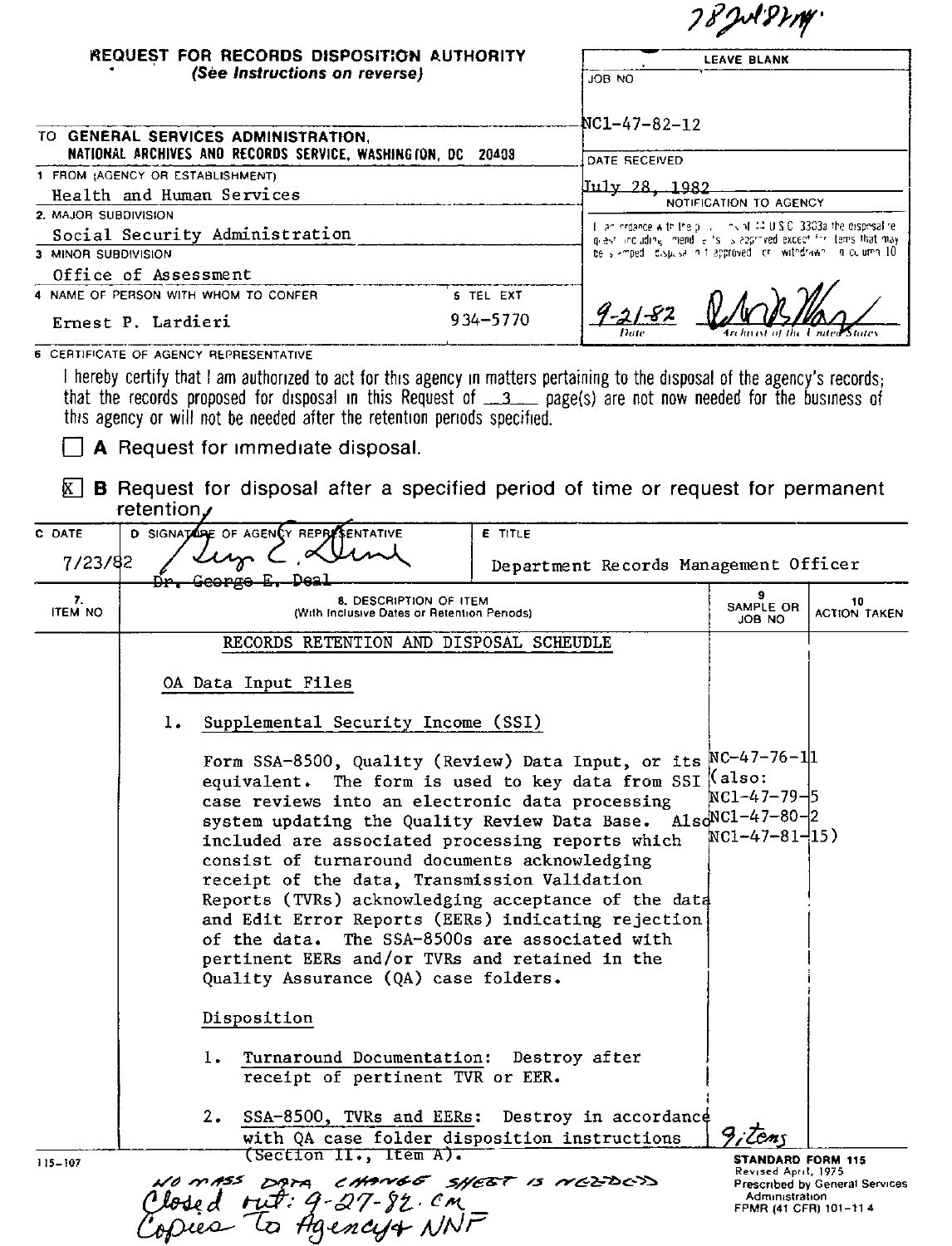78 Jul 82 M

**REQUEST FOR RECORDS DISPOSITION AUTHORITY**
*(See Instructions on reverse)*

| LEAVE BLANK |
|---|
| JOB NO: NC1-47-82-12 |
| DATE RECEIVED: July 28, 1982 |
| NOTIFICATION TO AGENCY |
| In accordance with the provisions of 44 U.S.C. 3303a the disposal request, including amendments, is approved except for items that may be stamped "disposal not approved" or "withdrawn" in column 10. |
| 9-21-82 (signature) — Date — Archivist of the United States |

TO GENERAL SERVICES ADMINISTRATION, NATIONAL ARCHIVES AND RECORDS SERVICE, WASHINGTON, DC 20408

1. FROM (AGENCY OR ESTABLISHMENT): Health and Human Services
2. MAJOR SUBDIVISION: Social Security Administration
3. MINOR SUBDIVISION: Office of Assessment
4. NAME OF PERSON WITH WHOM TO CONFER: Ernest P. Lardieri
5. TEL EXT: 934-5770

6. CERTIFICATE OF AGENCY REPRESENTATIVE

I hereby certify that I am authorized to act for this agency in matters pertaining to the disposal of the agency's records; that the records proposed for disposal in this Request of 3 page(s) are not now needed for the business of this agency or will not be needed after the retention periods specified.

☐ **A** Request for immediate disposal.

☒ **B** Request for disposal after a specified period of time or request for permanent retention.

| C DATE | D SIGNATURE OF AGENCY REPRESENTATIVE | E TITLE |
|---|---|---|
| 7/23/82 | (signature) ~~Dr. George E. Deal~~ | Department Records Management Officer |

| 7. ITEM NO | 8. DESCRIPTION OF ITEM (With Inclusive Dates or Retention Periods) | 9 SAMPLE OR JOB NO | 10 ACTION TAKEN |
|---|---|---|---|
| | RECORDS RETENTION AND DISPOSAL SCHEUDLE | | |
| | OA Data Input Files | | |
| | 1. Supplemental Security Income (SSI) | | |
| | Form SSA-8500, Quality (Review) Data Input, or its equivalent. The form is used to key data from SSI case reviews into an electronic data processing system updating the Quality Review Data Base. Also included are associated processing reports which consist of turnaround documents acknowledging receipt of the data, Transmission Validation Reports (TVRs) acknowledging acceptance of the data and Edit Error Reports (EERs) indicating rejection of the data. The SSA-8500s are associated with pertinent EERs and/or TVRs and retained in the Quality Assurance (QA) case folders. | NC-47-76-11 (also: NC1-47-79-5 NC1-47-80-2 NC1-47-81-15) | |
| | Disposition | | |
| | 1. Turnaround Documentation: Destroy after receipt of pertinent TVR or EER. | | |
| | 2. SSA-8500, TVRs and EERs: Destroy in accordance with QA case folder disposition instructions (Section II., Item A). | 9 items | |

115-107

STANDARD FORM 115
Revised April, 1975
Prescribed by General Services Administration
FPMR (41 CFR) 101-11.4

NO MASS DATA CHANGE SHEET IS NEEDED
Closed out: 9-27-82. CM
Copies to Agency + NNF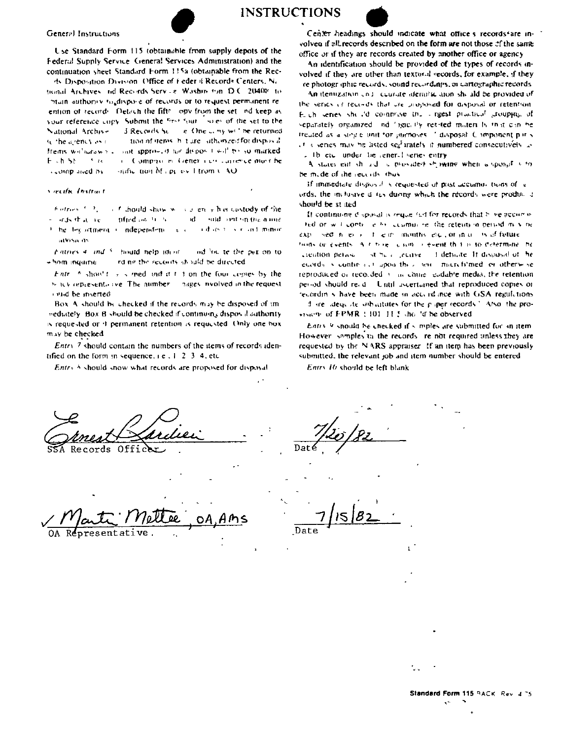# INSTRUCTIONS

## General Instructions

Use Standard Form 115 (obtainable from supply depots of the Federal Supply Service, General Services Administration) and the continuation sheet Standard Form 115a (obtainable from the Records Disposition Division, Office of Federal Records Centers, National Archives and Records Service, Washington, D.C. 20408) to obtain authority to dispose of records or to request permanent retention of records. Detach the fifth copy from the set and keep as your reference copy. Submit the first four copies of the set to the National Archives and Records Service. One copy will be returned to the agency as notification of items that are authorized for disposal. Items withdrawn or not approved for disposal will be so marked. Each SF 115 requiring Comptroller General concurrence must be accompanied by a notification of approval from GAO.

## Specific Instructions

*Entries 1, 2, and 3* should show what agency has custody of the records that are identified on the form, and should contain the name of the department or independent agency, and its major subdivisions.

*Entries 4 and 5* should help identify and locate the person to whom inquiries regarding the records should be directed.

*Entry 6* should be signed and dated on the four copies by the agency representative. The number of pages involved in the request should be inserted.

Box A should be checked if the records may be disposed of immediately. Box B should be checked if continuing disposal authority is requested or if permanent retention is requested. Only one box may be checked.

*Entry 7* should contain the numbers of the items of records identified on the form in sequence, i.e., 1, 2, 3, 4, etc.

*Entry 8* should show what records are proposed for disposal.

Center headings should indicate what office's records are involved if all records described on the form are not those of the same office or if they are records created by another office or agency.

An identification should be provided of the types of records involved if they are other than textual records, for example, if they are photographic records, sound recordings, or cartographic records.

An itemization and accurate identification should be provided of the series of records that are proposed for disposal or retention. Each series should comprise the largest practical grouping of separately organized and logically related materials that can be treated as a single unit for purposes of disposal. Component parts of a series may be listed separately if numbered consecutively as 1a, 1b, etc., under the general series entry.

A statement should be provided showing when disposal is to be made of the records, thus:

If immediate disposal is requested of past accumulations of records, the inclusive dates during which the records were produced should be stated.

If continuing disposal is requested for records that have accumulated or will continue to accumulate, the retention period may be expressed in terms of months, etc., or in terms of future actions or events. A future action or event that is to determine the retention period must be objective and definite. If disposal of the records is contingent upon their being microfilmed or otherwise reproduced or recorded on machine-readable media, the retention period should read: "Until ascertained that reproduced copies or recordings have been made in accordance with GSA regulations and are adequate substitutes for the paper records." Also, the provisions of FPMR § 101-11.5 should be observed.

*Entry 9* should be checked if samples are submitted for an item. However, samples of the records are not required unless they are requested by the NARS appraiser. If an item has been previously submitted, the relevant job and item number should be entered.

*Entry 10* should be left blank.

Ernest [signature] Lardieri  
SSA Records Officer

7/20/82  
Date

✓ Marti Mettee, OA, AMS  
OA Representative

7/15/82  
Date

Standard Form 115 BACK Rev. 4-75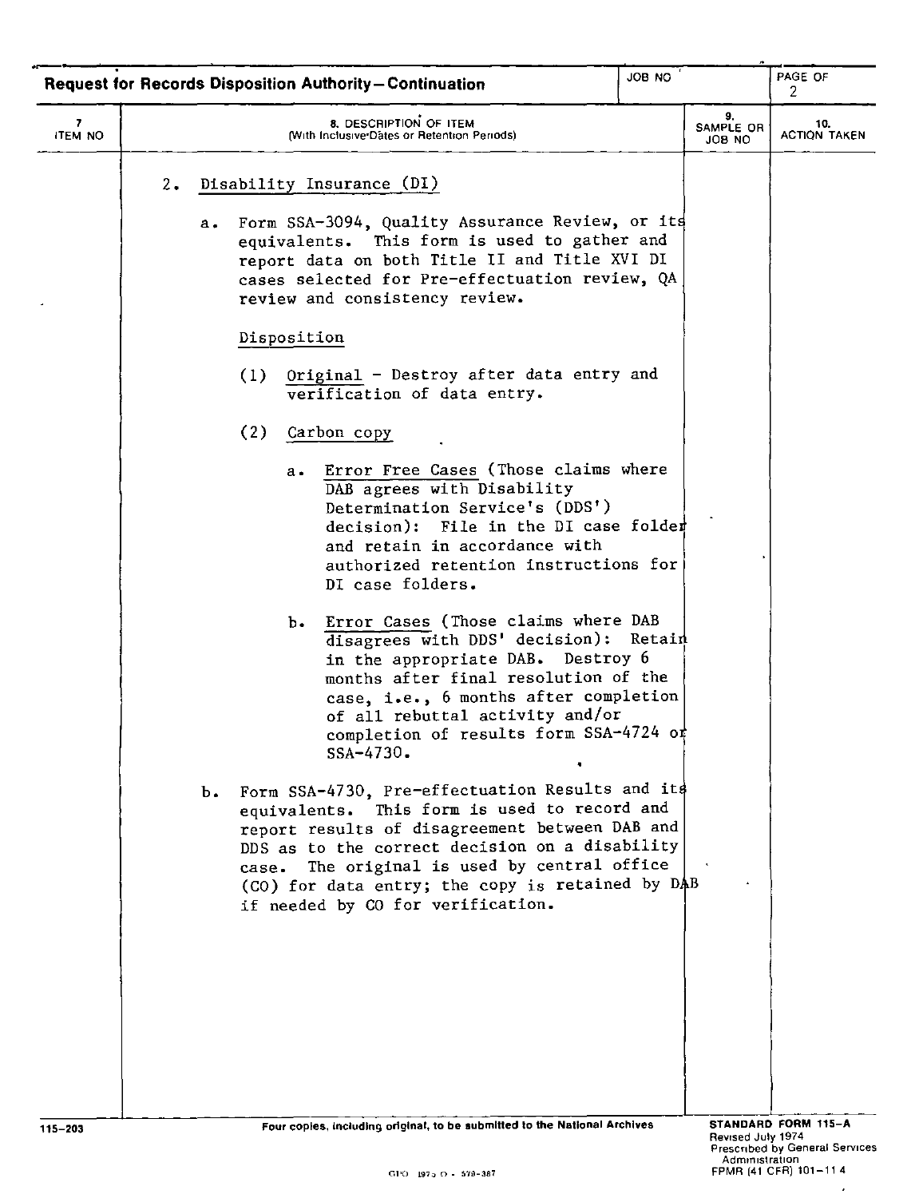## Request for Records Disposition Authority—Continuation

JOB NO

PAGE 2 OF

| 7. ITEM NO | 8. DESCRIPTION OF ITEM (With Inclusive Dates or Retention Periods) | 9. SAMPLE OR JOB NO | 10. ACTION TAKEN |
|---|---|---|---|

2. Disability Insurance (DI)

   a. Form SSA-3094, Quality Assurance Review, or its equivalents. This form is used to gather and report data on both Title II and Title XVI DI cases selected for Pre-effectuation review, QA review and consistency review.

      Disposition

      (1) Original - Destroy after data entry and verification of data entry.

      (2) Carbon copy

         a. Error Free Cases (Those claims where DAB agrees with Disability Determination Service's (DDS') decision): File in the DI case folder and retain in accordance with authorized retention instructions for DI case folders.

         b. Error Cases (Those claims where DAB disagrees with DDS' decision): Retain in the appropriate DAB. Destroy 6 months after final resolution of the case, i.e., 6 months after completion of all rebuttal activity and/or completion of results form SSA-4724 or SSA-4730.

   b. Form SSA-4730, Pre-effectuation Results and its equivalents. This form is used to record and report results of disagreement between DAB and DDS as to the correct decision on a disability case. The original is used by central office (CO) for data entry; the copy is retained by DAB if needed by CO for verification.

115-203

Four copies, including original, to be submitted to the National Archives

STANDARD FORM 115-A
Revised July 1974
Prescribed by General Services Administration
FPMR (41 CFR) 101-11.4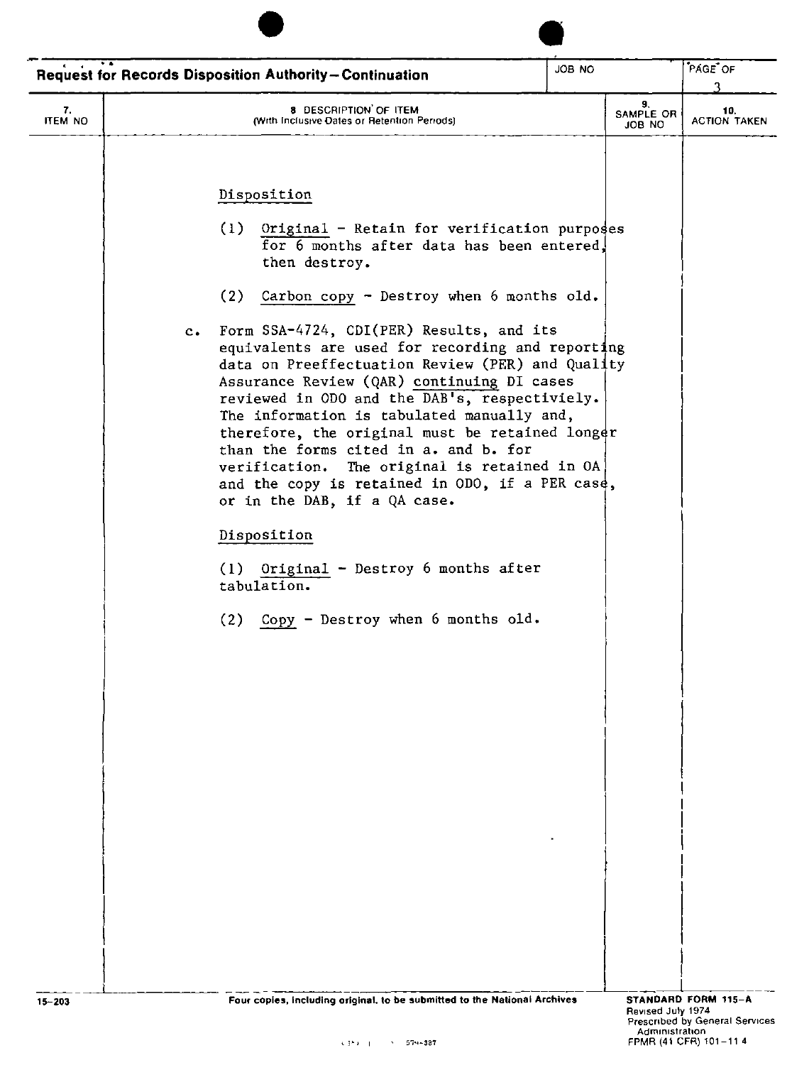Request for Records Disposition Authority—Continuation

| 7. ITEM NO | 8. DESCRIPTION OF ITEM (With Inclusive Dates or Retention Periods) | 9. SAMPLE OR JOB NO | 10. ACTION TAKEN |
|---|---|---|---|

Disposition

(1) Original - Retain for verification purposes for 6 months after data has been entered, then destroy.

(2) Carbon copy - Destroy when 6 months old.

c. Form SSA-4724, CDI(PER) Results, and its equivalents are used for recording and reporting data on Preeffectuation Review (PER) and Quality Assurance Review (QAR) continuing DI cases reviewed in ODO and the DAB's, respectiviely. The information is tabulated manually and, therefore, the original must be retained longer than the forms cited in a. and b. for verification. The original is retained in OA and the copy is retained in ODO, if a PER case, or in the DAB, if a QA case.

Disposition

(1) Original - Destroy 6 months after tabulation.

(2) Copy - Destroy when 6 months old.

15-203

Four copies, including original, to be submitted to the National Archives

STANDARD FORM 115-A
Revised July 1974
Prescribed by General Services Administration
FPMR (41 CFR) 101-11 4